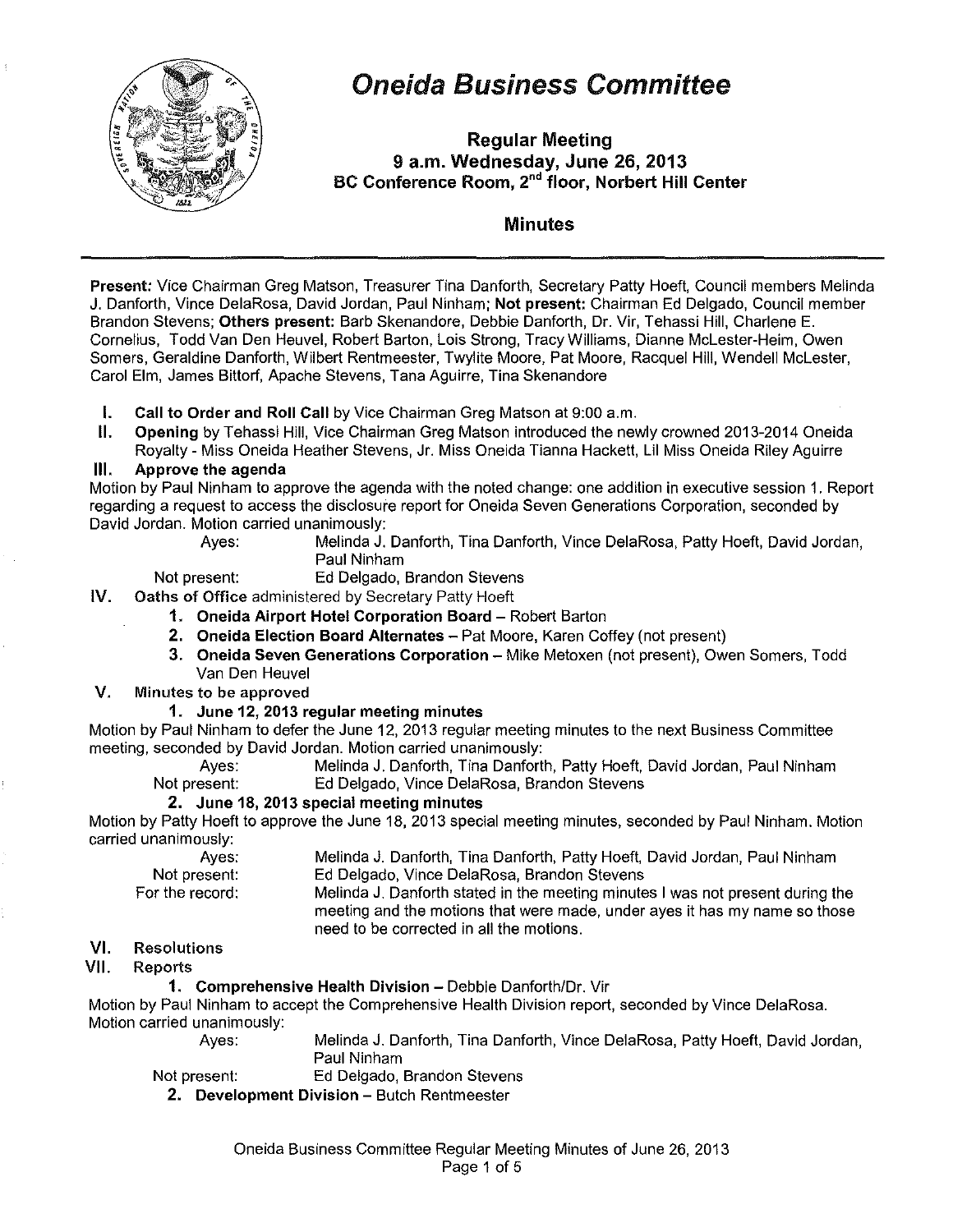# Oneida Business Committee

**Regular Meeting**
**9 a.m. Wednesday, June 26, 2013**
**BC Conference Room, 2nd floor, Norbert Hill Center**

## Minutes

---

**Present:** Vice Chairman Greg Matson, Treasurer Tina Danforth, Secretary Patty Hoeft, Council members Melinda J. Danforth, Vince DelaRosa, David Jordan, Paul Ninham; **Not present:** Chairman Ed Delgado, Council member Brandon Stevens; **Others present:** Barb Skenandore, Debbie Danforth, Dr. Vir, Tehassi Hill, Charlene E. Cornelius, Todd Van Den Heuvel, Robert Barton, Lois Strong, Tracy Williams, Dianne McLester-Heim, Owen Somers, Geraldine Danforth, Wilbert Rentmeester, Twylite Moore, Pat Moore, Racquel Hill, Wendell McLester, Carol Elm, James Bittorf, Apache Stevens, Tana Aguirre, Tina Skenandore

**I. Call to Order and Roll Call** by Vice Chairman Greg Matson at 9:00 a.m.

**II. Opening** by Tehassi Hill, Vice Chairman Greg Matson introduced the newly crowned 2013-2014 Oneida Royalty - Miss Oneida Heather Stevens, Jr. Miss Oneida Tianna Hackett, Lil Miss Oneida Riley Aguirre

**III. Approve the agenda**

Motion by Paul Ninham to approve the agenda with the noted change: one addition in executive session 1. Report regarding a request to access the disclosure report for Oneida Seven Generations Corporation, seconded by David Jordan. Motion carried unanimously:

Ayes: Melinda J. Danforth, Tina Danforth, Vince DelaRosa, Patty Hoeft, David Jordan, Paul Ninham
Not present: Ed Delgado, Brandon Stevens

**IV. Oaths of Office** administered by Secretary Patty Hoeft

1. **Oneida Airport Hotel Corporation Board** – Robert Barton
2. **Oneida Election Board Alternates** – Pat Moore, Karen Coffey (not present)
3. **Oneida Seven Generations Corporation** – Mike Metoxen (not present), Owen Somers, Todd Van Den Heuvel

**V. Minutes to be approved**

1. **June 12, 2013 regular meeting minutes**

Motion by Paul Ninham to defer the June 12, 2013 regular meeting minutes to the next Business Committee meeting, seconded by David Jordan. Motion carried unanimously:

Ayes: Melinda J. Danforth, Tina Danforth, Patty Hoeft, David Jordan, Paul Ninham
Not present: Ed Delgado, Vince DelaRosa, Brandon Stevens

2. **June 18, 2013 special meeting minutes**

Motion by Patty Hoeft to approve the June 18, 2013 special meeting minutes, seconded by Paul Ninham. Motion carried unanimously:

Ayes: Melinda J. Danforth, Tina Danforth, Patty Hoeft, David Jordan, Paul Ninham
Not present: Ed Delgado, Vince DelaRosa, Brandon Stevens
For the record: Melinda J. Danforth stated in the meeting minutes I was not present during the meeting and the motions that were made, under ayes it has my name so those need to be corrected in all the motions.

**VI. Resolutions**

**VII. Reports**

1. **Comprehensive Health Division** – Debbie Danforth/Dr. Vir

Motion by Paul Ninham to accept the Comprehensive Health Division report, seconded by Vince DelaRosa. Motion carried unanimously:

Ayes: Melinda J. Danforth, Tina Danforth, Vince DelaRosa, Patty Hoeft, David Jordan, Paul Ninham
Not present: Ed Delgado, Brandon Stevens

2. **Development Division** – Butch Rentmeester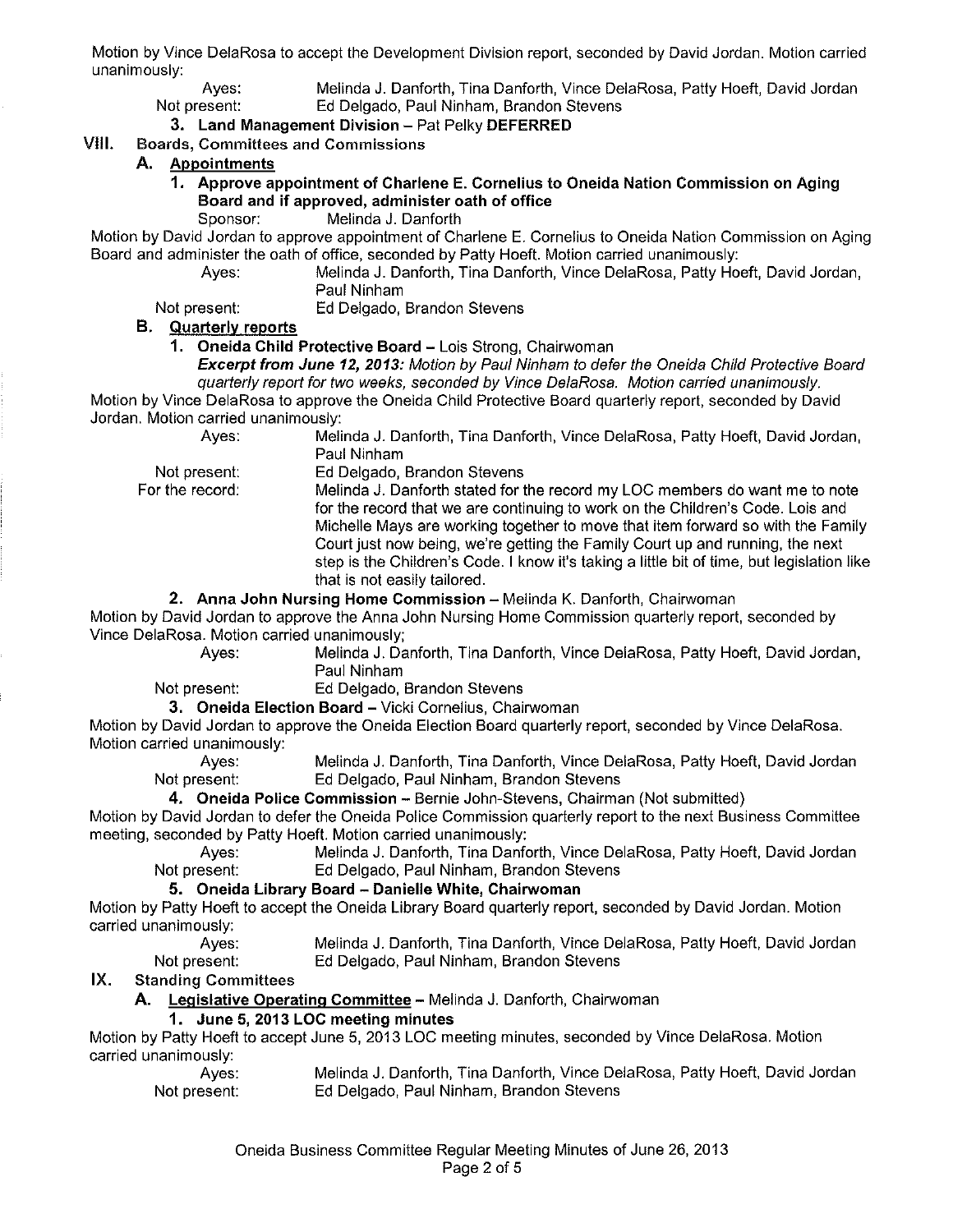Motion by Vince DelaRosa to accept the Development Division report, seconded by David Jordan. Motion carried unanimously:

Ayes: Melinda J. Danforth, Tina Danforth, Vince DelaRosa, Patty Hoeft, David Jordan
Not present: Ed Delgado, Paul Ninham, Brandon Stevens

**3. Land Management Division** – Pat Pelky **DEFERRED**

## VIII. Boards, Committees and Commissions

### A. Appointments

**1. Approve appointment of Charlene E. Cornelius to Oneida Nation Commission on Aging Board and if approved, administer oath of office**

Sponsor: Melinda J. Danforth

Motion by David Jordan to approve appointment of Charlene E. Cornelius to Oneida Nation Commission on Aging Board and administer the oath of office, seconded by Patty Hoeft. Motion carried unanimously:

Ayes: Melinda J. Danforth, Tina Danforth, Vince DelaRosa, Patty Hoeft, David Jordan, Paul Ninham
Not present: Ed Delgado, Brandon Stevens

### B. Quarterly reports

**1. Oneida Child Protective Board** – Lois Strong, Chairwoman

***Excerpt from June 12, 2013:*** *Motion by Paul Ninham to defer the Oneida Child Protective Board quarterly report for two weeks, seconded by Vince DelaRosa. Motion carried unanimously.*

Motion by Vince DelaRosa to approve the Oneida Child Protective Board quarterly report, seconded by David Jordan. Motion carried unanimously:

Ayes: Melinda J. Danforth, Tina Danforth, Vince DelaRosa, Patty Hoeft, David Jordan, Paul Ninham
Not present: Ed Delgado, Brandon Stevens
For the record: Melinda J. Danforth stated for the record my LOC members do want me to note for the record that we are continuing to work on the Children's Code. Lois and Michelle Mays are working together to move that item forward so with the Family Court just now being, we're getting the Family Court up and running, the next step is the Children's Code. I know it's taking a little bit of time, but legislation like that is not easily tailored.

**2. Anna John Nursing Home Commission** – Melinda K. Danforth, Chairwoman

Motion by David Jordan to approve the Anna John Nursing Home Commission quarterly report, seconded by Vince DelaRosa. Motion carried unanimously;

Ayes: Melinda J. Danforth, Tina Danforth, Vince DelaRosa, Patty Hoeft, David Jordan, Paul Ninham
Not present: Ed Delgado, Brandon Stevens

**3. Oneida Election Board** – Vicki Cornelius, Chairwoman

Motion by David Jordan to approve the Oneida Election Board quarterly report, seconded by Vince DelaRosa. Motion carried unanimously:

Ayes: Melinda J. Danforth, Tina Danforth, Vince DelaRosa, Patty Hoeft, David Jordan
Not present: Ed Delgado, Paul Ninham, Brandon Stevens

**4. Oneida Police Commission** – Bernie John-Stevens, Chairman (Not submitted)

Motion by David Jordan to defer the Oneida Police Commission quarterly report to the next Business Committee meeting, seconded by Patty Hoeft. Motion carried unanimously:

Ayes: Melinda J. Danforth, Tina Danforth, Vince DelaRosa, Patty Hoeft, David Jordan
Not present: Ed Delgado, Paul Ninham, Brandon Stevens

**5. Oneida Library Board – Danielle White, Chairwoman**

Motion by Patty Hoeft to accept the Oneida Library Board quarterly report, seconded by David Jordan. Motion carried unanimously:

Ayes: Melinda J. Danforth, Tina Danforth, Vince DelaRosa, Patty Hoeft, David Jordan
Not present: Ed Delgado, Paul Ninham, Brandon Stevens

## IX. Standing Committees

### A. Legislative Operating Committee – Melinda J. Danforth, Chairwoman

**1. June 5, 2013 LOC meeting minutes**

Motion by Patty Hoeft to accept June 5, 2013 LOC meeting minutes, seconded by Vince DelaRosa. Motion carried unanimously:

Ayes: Melinda J. Danforth, Tina Danforth, Vince DelaRosa, Patty Hoeft, David Jordan
Not present: Ed Delgado, Paul Ninham, Brandon Stevens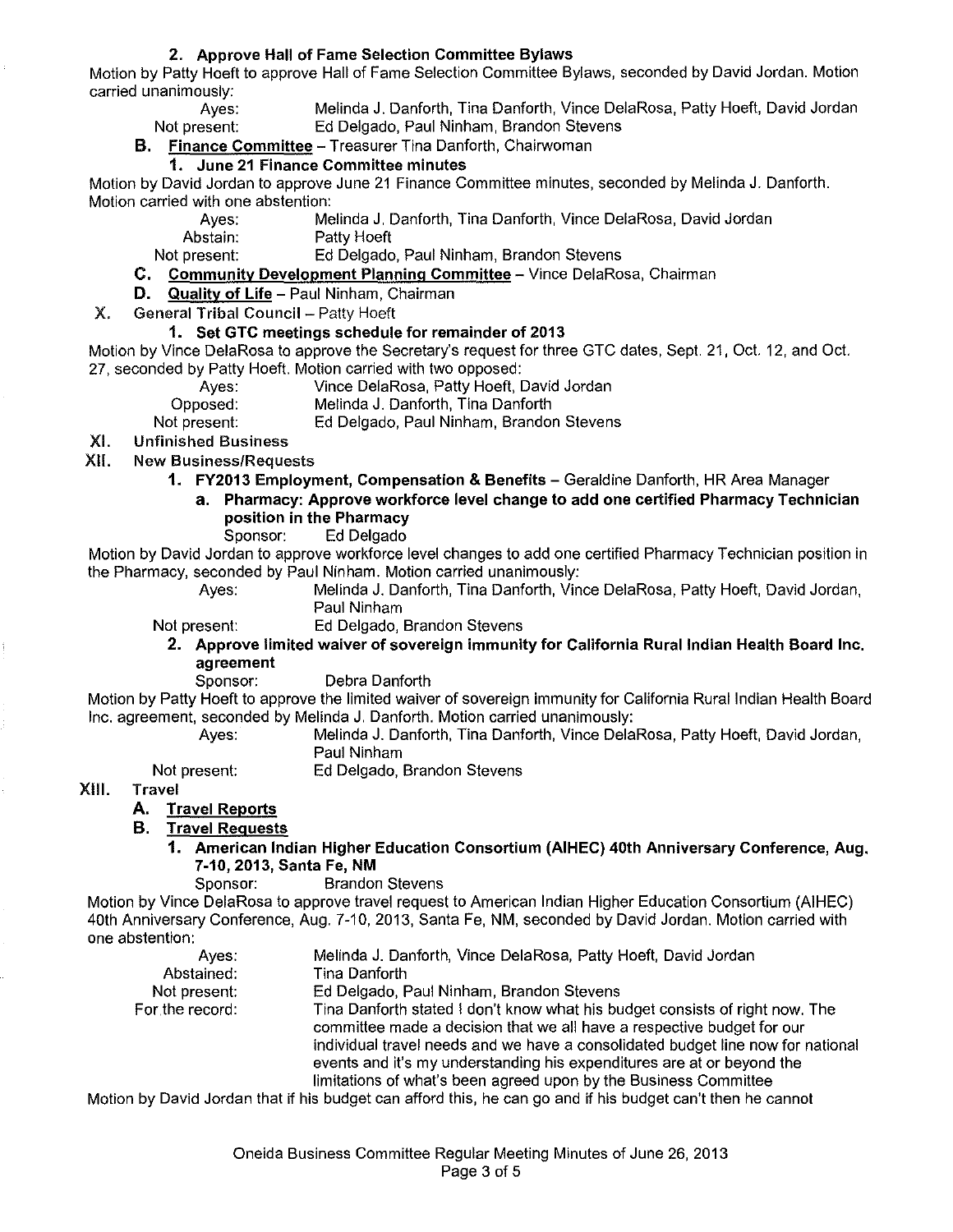**2. Approve Hall of Fame Selection Committee Bylaws**

Motion by Patty Hoeft to approve Hall of Fame Selection Committee Bylaws, seconded by David Jordan. Motion carried unanimously:

Ayes: Melinda J. Danforth, Tina Danforth, Vince DelaRosa, Patty Hoeft, David Jordan
Not present: Ed Delgado, Paul Ninham, Brandon Stevens

**B. Finance Committee** – Treasurer Tina Danforth, Chairwoman

**1. June 21 Finance Committee minutes**

Motion by David Jordan to approve June 21 Finance Committee minutes, seconded by Melinda J. Danforth. Motion carried with one abstention:

Ayes: Melinda J. Danforth, Tina Danforth, Vince DelaRosa, David Jordan
Abstain: Patty Hoeft
Not present: Ed Delgado, Paul Ninham, Brandon Stevens

**C. Community Development Planning Committee** – Vince DelaRosa, Chairman

**D. Quality of Life** – Paul Ninham, Chairman

X. General Tribal Council – Patty Hoeft

**1. Set GTC meetings schedule for remainder of 2013**

Motion by Vince DelaRosa to approve the Secretary's request for three GTC dates, Sept. 21, Oct. 12, and Oct. 27, seconded by Patty Hoeft. Motion carried with two opposed:

Ayes: Vince DelaRosa, Patty Hoeft, David Jordan
Opposed: Melinda J. Danforth, Tina Danforth
Not present: Ed Delgado, Paul Ninham, Brandon Stevens

**XI. Unfinished Business**

**XII. New Business/Requests**

**1. FY2013 Employment, Compensation & Benefits** – Geraldine Danforth, HR Area Manager

**a. Pharmacy: Approve workforce level change to add one certified Pharmacy Technician position in the Pharmacy**

Sponsor: Ed Delgado

Motion by David Jordan to approve workforce level changes to add one certified Pharmacy Technician position in the Pharmacy, seconded by Paul Ninham. Motion carried unanimously:

Ayes: Melinda J. Danforth, Tina Danforth, Vince DelaRosa, Patty Hoeft, David Jordan, Paul Ninham
Not present: Ed Delgado, Brandon Stevens

**2. Approve limited waiver of sovereign immunity for California Rural Indian Health Board Inc. agreement**

Sponsor: Debra Danforth

Motion by Patty Hoeft to approve the limited waiver of sovereign immunity for California Rural Indian Health Board Inc. agreement, seconded by Melinda J. Danforth. Motion carried unanimously:

Ayes: Melinda J. Danforth, Tina Danforth, Vince DelaRosa, Patty Hoeft, David Jordan, Paul Ninham
Not present: Ed Delgado, Brandon Stevens

**XIII. Travel**

**A. Travel Reports**

**B. Travel Requests**

**1. American Indian Higher Education Consortium (AIHEC) 40th Anniversary Conference, Aug. 7-10, 2013, Santa Fe, NM**

Sponsor: Brandon Stevens

Motion by Vince DelaRosa to approve travel request to American Indian Higher Education Consortium (AIHEC) 40th Anniversary Conference, Aug. 7-10, 2013, Santa Fe, NM, seconded by David Jordan. Motion carried with one abstention:

Ayes: Melinda J. Danforth, Vince DelaRosa, Patty Hoeft, David Jordan
Abstained: Tina Danforth
Not present: Ed Delgado, Paul Ninham, Brandon Stevens
For the record: Tina Danforth stated I don't know what his budget consists of right now. The committee made a decision that we all have a respective budget for our individual travel needs and we have a consolidated budget line now for national events and it's my understanding his expenditures are at or beyond the limitations of what's been agreed upon by the Business Committee

Motion by David Jordan that if his budget can afford this, he can go and if his budget can't then he cannot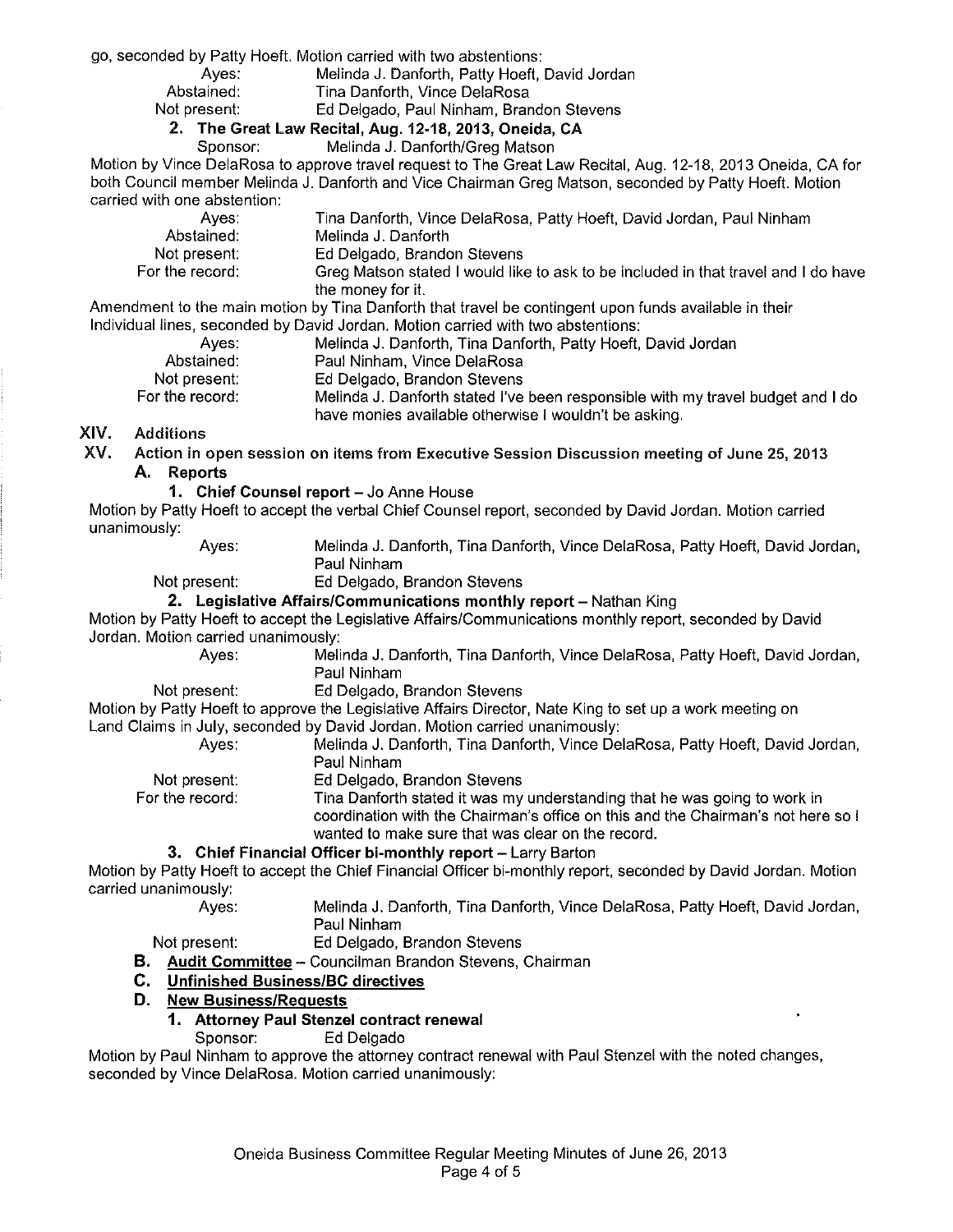go, seconded by Patty Hoeft. Motion carried with two abstentions:

Ayes: Melinda J. Danforth, Patty Hoeft, David Jordan
Abstained: Tina Danforth, Vince DelaRosa
Not present: Ed Delgado, Paul Ninham, Brandon Stevens

**2. The Great Law Recital, Aug. 12-18, 2013, Oneida, CA**

Sponsor: Melinda J. Danforth/Greg Matson

Motion by Vince DelaRosa to approve travel request to The Great Law Recital, Aug. 12-18, 2013 Oneida, CA for both Council member Melinda J. Danforth and Vice Chairman Greg Matson, seconded by Patty Hoeft. Motion carried with one abstention:

Ayes: Tina Danforth, Vince DelaRosa, Patty Hoeft, David Jordan, Paul Ninham
Abstained: Melinda J. Danforth
Not present: Ed Delgado, Brandon Stevens
For the record: Greg Matson stated I would like to ask to be included in that travel and I do have the money for it.

Amendment to the main motion by Tina Danforth that travel be contingent upon funds available in their Individual lines, seconded by David Jordan. Motion carried with two abstentions:

Ayes: Melinda J. Danforth, Tina Danforth, Patty Hoeft, David Jordan
Abstained: Paul Ninham, Vince DelaRosa
Not present: Ed Delgado, Brandon Stevens
For the record: Melinda J. Danforth stated I've been responsible with my travel budget and I do have monies available otherwise I wouldn't be asking.

## XIV. Additions

## XV. Action in open session on items from Executive Session Discussion meeting of June 25, 2013

### A. Reports

**1. Chief Counsel report** – Jo Anne House

Motion by Patty Hoeft to accept the verbal Chief Counsel report, seconded by David Jordan. Motion carried unanimously:

Ayes: Melinda J. Danforth, Tina Danforth, Vince DelaRosa, Patty Hoeft, David Jordan, Paul Ninham
Not present: Ed Delgado, Brandon Stevens

**2. Legislative Affairs/Communications monthly report** – Nathan King

Motion by Patty Hoeft to accept the Legislative Affairs/Communications monthly report, seconded by David Jordan. Motion carried unanimously:

Ayes: Melinda J. Danforth, Tina Danforth, Vince DelaRosa, Patty Hoeft, David Jordan, Paul Ninham
Not present: Ed Delgado, Brandon Stevens

Motion by Patty Hoeft to approve the Legislative Affairs Director, Nate King to set up a work meeting on Land Claims in July, seconded by David Jordan. Motion carried unanimously:

Ayes: Melinda J. Danforth, Tina Danforth, Vince DelaRosa, Patty Hoeft, David Jordan, Paul Ninham
Not present: Ed Delgado, Brandon Stevens
For the record: Tina Danforth stated it was my understanding that he was going to work in coordination with the Chairman's office on this and the Chairman's not here so I wanted to make sure that was clear on the record.

**3. Chief Financial Officer bi-monthly report** – Larry Barton

Motion by Patty Hoeft to accept the Chief Financial Officer bi-monthly report, seconded by David Jordan. Motion carried unanimously:

Ayes: Melinda J. Danforth, Tina Danforth, Vince DelaRosa, Patty Hoeft, David Jordan, Paul Ninham
Not present: Ed Delgado, Brandon Stevens

### B. Audit Committee – Councilman Brandon Stevens, Chairman

### C. Unfinished Business/BC directives

### D. New Business/Requests

**1. Attorney Paul Stenzel contract renewal**

Sponsor: Ed Delgado

Motion by Paul Ninham to approve the attorney contract renewal with Paul Stenzel with the noted changes, seconded by Vince DelaRosa. Motion carried unanimously: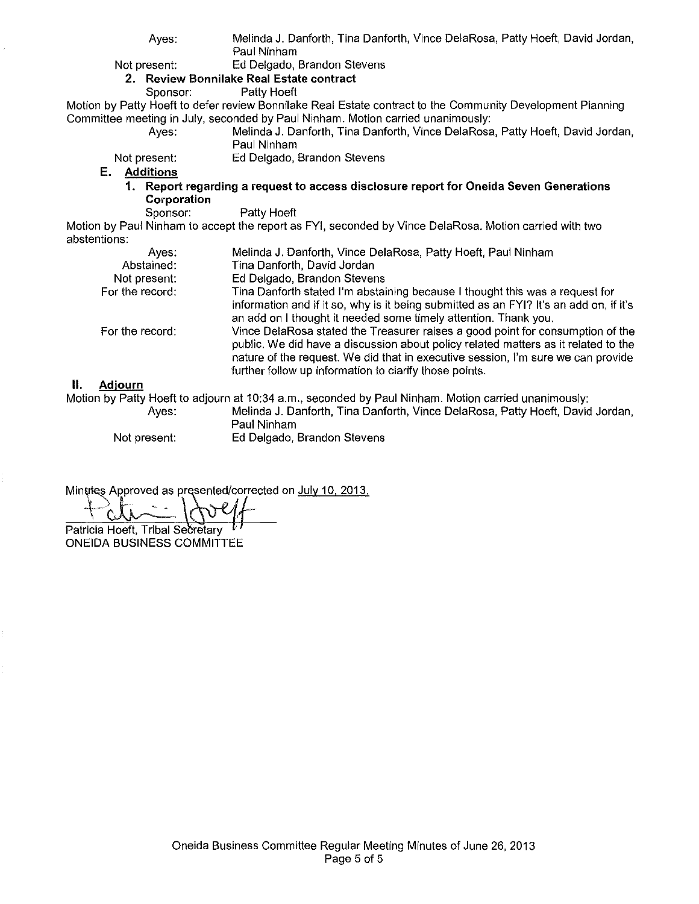Ayes: Melinda J. Danforth, Tina Danforth, Vince DelaRosa, Patty Hoeft, David Jordan, Paul Ninham

Not present: Ed Delgado, Brandon Stevens

**2. Review Bonnilake Real Estate contract**

Sponsor: Patty Hoeft

Motion by Patty Hoeft to defer review Bonnilake Real Estate contract to the Community Development Planning Committee meeting in July, seconded by Paul Ninham. Motion carried unanimously:

Ayes: Melinda J. Danforth, Tina Danforth, Vince DelaRosa, Patty Hoeft, David Jordan, Paul Ninham

Not present: Ed Delgado, Brandon Stevens

### E. Additions

**1. Report regarding a request to access disclosure report for Oneida Seven Generations Corporation**

Sponsor: Patty Hoeft

Motion by Paul Ninham to accept the report as FYI, seconded by Vince DelaRosa. Motion carried with two abstentions:

Ayes: Melinda J. Danforth, Vince DelaRosa, Patty Hoeft, Paul Ninham

Abstained: Tina Danforth, David Jordan

Not present: Ed Delgado, Brandon Stevens

For the record: Tina Danforth stated I'm abstaining because I thought this was a request for information and if it so, why is it being submitted as an FYI? It's an add on, if it's an add on I thought it needed some timely attention. Thank you.

For the record: Vince DelaRosa stated the Treasurer raises a good point for consumption of the public. We did have a discussion about policy related matters as it related to the nature of the request. We did that in executive session, I'm sure we can provide further follow up information to clarify those points.

## II. Adjourn

Motion by Patty Hoeft to adjourn at 10:34 a.m., seconded by Paul Ninham. Motion carried unanimously:

Ayes: Melinda J. Danforth, Tina Danforth, Vince DelaRosa, Patty Hoeft, David Jordan, Paul Ninham

Not present: Ed Delgado, Brandon Stevens

Minutes Approved as presented/corrected on July 10, 2013.

Patricia Hoeft, Tribal Secretary
ONEIDA BUSINESS COMMITTEE